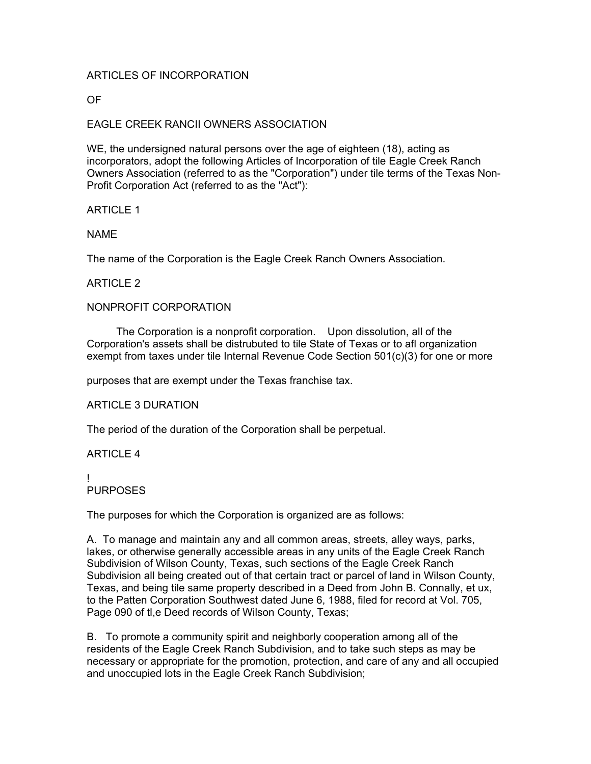ARTICLES OF INCORPORATION

OF

EAGLE CREEK RANCII OWNERS ASSOCIATION

WE, the undersigned natural persons over the age of eighteen (18), acting as incorporators, adopt the following Articles of Incorporation of tile Eagle Creek Ranch Owners Association (referred to as the "Corporation") under tile terms of the Texas Non-Profit Corporation Act (referred to as the "Act"):

ARTICLE 1

NAME

The name of the Corporation is the Eagle Creek Ranch Owners Association.

ARTICLE 2

NONPROFIT CORPORATION

The Corporation is a nonprofit corporation. Upon dissolution, all of the Corporation's assets shall be distrubuted to tile State of Texas or to afl organization exempt from taxes under tile Internal Revenue Code Section 501(c)(3) for one or more

purposes that are exempt under the Texas franchise tax.

ARTICLE 3 DURATION

The period of the duration of the Corporation shall be perpetual.

ARTICLE 4

!
PURPOSES

The purposes for which the Corporation is organized are as follows:

A. To manage and maintain any and all common areas, streets, alley ways, parks, lakes, or otherwise generally accessible areas in any units of the Eagle Creek Ranch Subdivision of Wilson County, Texas, such sections of the Eagle Creek Ranch Subdivision all being created out of that certain tract or parcel of land in Wilson County, Texas, and being tile same property described in a Deed from John B. Connally, et ux, to the Patten Corporation Southwest dated June 6, 1988, filed for record at Vol. 705, Page 090 of tl,e Deed records of Wilson County, Texas;

B. To promote a community spirit and neighborly cooperation among all of the residents of the Eagle Creek Ranch Subdivision, and to take such steps as may be necessary or appropriate for the promotion, protection, and care of any and all occupied and unoccupied lots in the Eagle Creek Ranch Subdivision;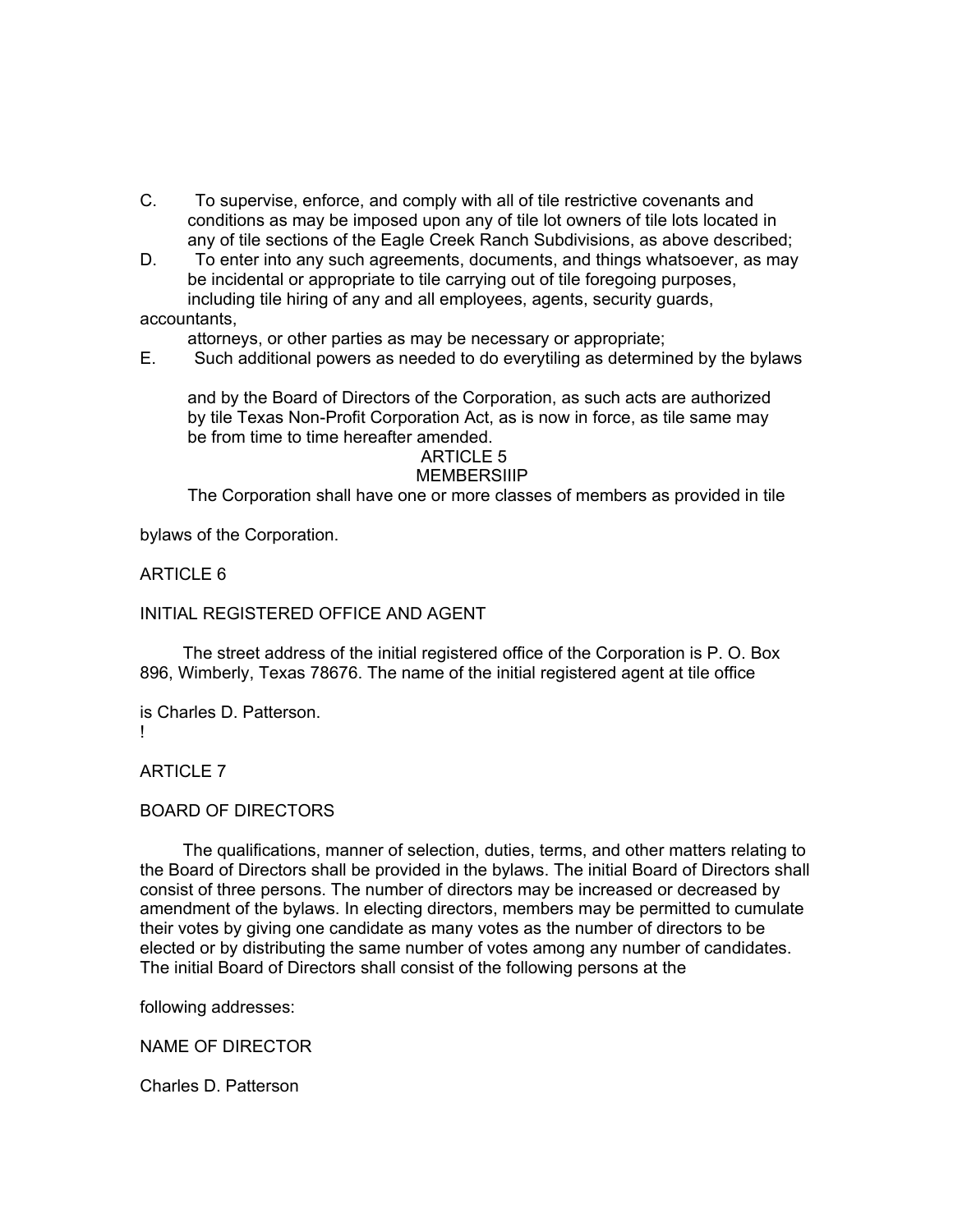C. To supervise, enforce, and comply with all of tile restrictive covenants and conditions as may be imposed upon any of tile lot owners of tile lots located in any of tile sections of the Eagle Creek Ranch Subdivisions, as above described;

D. To enter into any such agreements, documents, and things whatsoever, as may be incidental or appropriate to tile carrying out of tile foregoing purposes, including tile hiring of any and all employees, agents, security guards, accountants, attorneys, or other parties as may be necessary or appropriate;

E. Such additional powers as needed to do everytiling as determined by the bylaws and by the Board of Directors of the Corporation, as such acts are authorized by tile Texas Non-Profit Corporation Act, as is now in force, as tile same may be from time to time hereafter amended.

## ARTICLE 5

## MEMBERSIIIP

The Corporation shall have one or more classes of members as provided in tile bylaws of the Corporation.

## ARTICLE 6

## INITIAL REGISTERED OFFICE AND AGENT

The street address of the initial registered office of the Corporation is P. O. Box 896, Wimberly, Texas 78676. The name of the initial registered agent at tile office is Charles D. Patterson.

!

## ARTICLE 7

## BOARD OF DIRECTORS

The qualifications, manner of selection, duties, terms, and other matters relating to the Board of Directors shall be provided in the bylaws. The initial Board of Directors shall consist of three persons. The number of directors may be increased or decreased by amendment of the bylaws. In electing directors, members may be permitted to cumulate their votes by giving one candidate as many votes as the number of directors to be elected or by distributing the same number of votes among any number of candidates. The initial Board of Directors shall consist of the following persons at the following addresses:

NAME OF DIRECTOR

Charles D. Patterson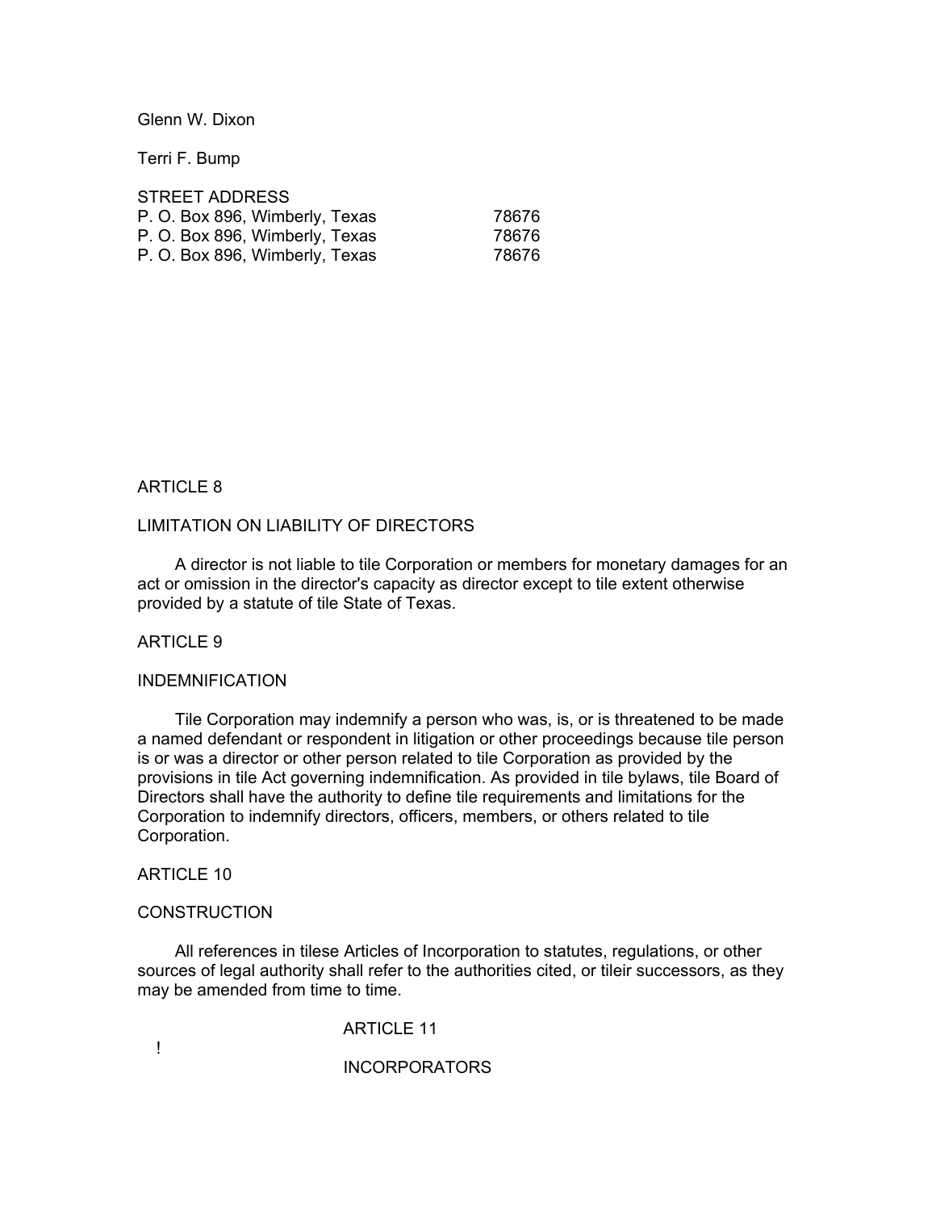Glenn W. Dixon

Terri F. Bump

STREET ADDRESS
P. O. Box 896, Wimberly, Texas 78676
P. O. Box 896, Wimberly, Texas 78676
P. O. Box 896, Wimberly, Texas 78676

ARTICLE 8

LIMITATION ON LIABILITY OF DIRECTORS

A director is not liable to tile Corporation or members for monetary damages for an act or omission in the director's capacity as director except to tile extent otherwise provided by a statute of tile State of Texas.

ARTICLE 9

INDEMNIFICATION

Tile Corporation may indemnify a person who was, is, or is threatened to be made a named defendant or respondent in litigation or other proceedings because tile person is or was a director or other person related to tile Corporation as provided by the provisions in tile Act governing indemnification. As provided in tile bylaws, tile Board of Directors shall have the authority to define tile requirements and limitations for the Corporation to indemnify directors, officers, members, or others related to tile Corporation.

ARTICLE 10

CONSTRUCTION

All references in tilese Articles of Incorporation to statutes, regulations, or other sources of legal authority shall refer to the authorities cited, or tileir successors, as they may be amended from time to time.

ARTICLE 11

!

INCORPORATORS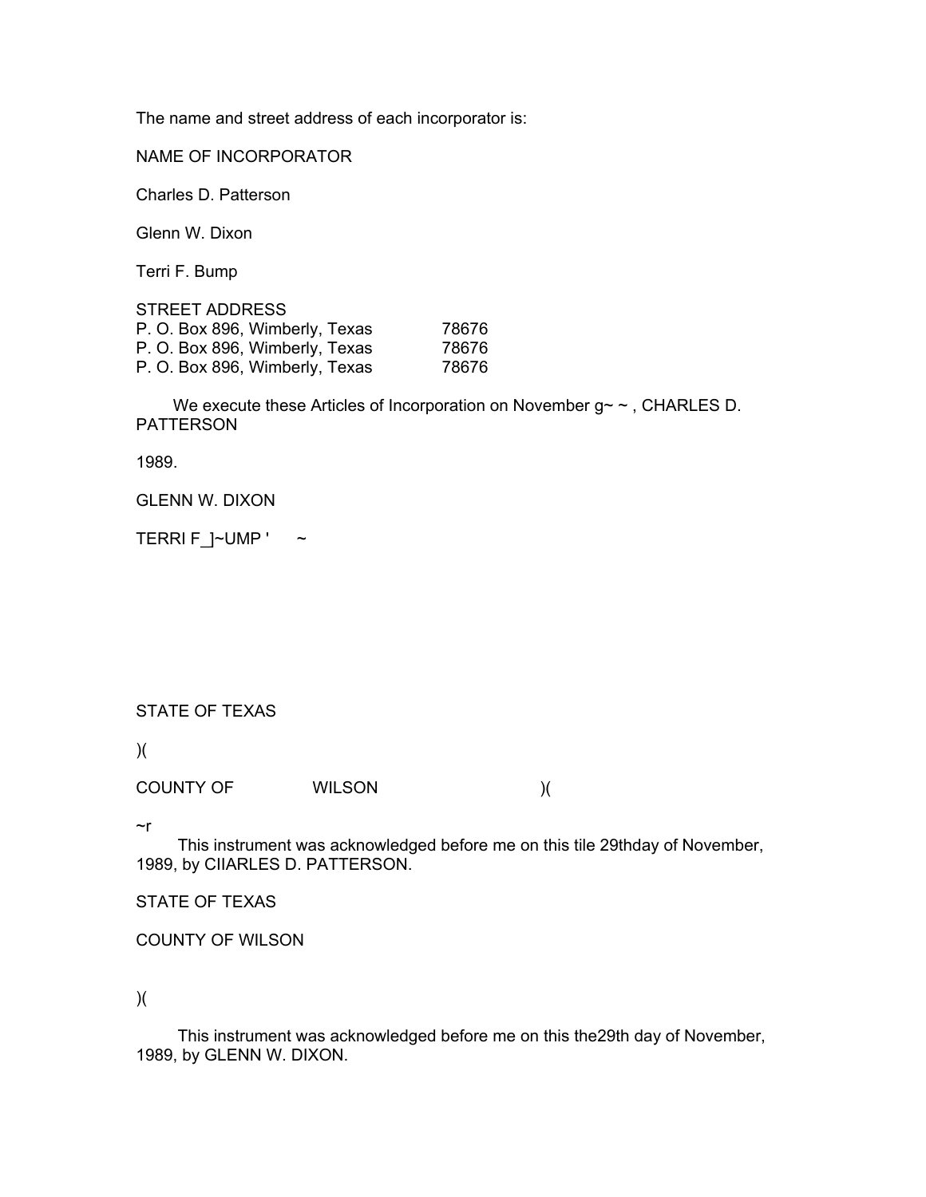The name and street address of each incorporator is:

| NAME OF INCORPORATOR | STREET ADDRESS |
|---|---|
| Charles D. Patterson | P. O. Box 896, Wimberly, Texas 78676 |
| Glenn W. Dixon | P. O. Box 896, Wimberly, Texas 78676 |
| Terri F. Bump | P. O. Box 896, Wimberly, Texas 78676 |

We execute these Articles of Incorporation on November g~ ~ , CHARLES D. PATTERSON

1989.

GLENN W. DIXON

TERRI F_]~UMP ' ~

STATE OF TEXAS )(

COUNTY OF WILSON )(

~r

This instrument was acknowledged before me on this tile 29thday of November, 1989, by CIIARLES D. PATTERSON.

STATE OF TEXAS

COUNTY OF WILSON )(

This instrument was acknowledged before me on this the29th day of November, 1989, by GLENN W. DIXON.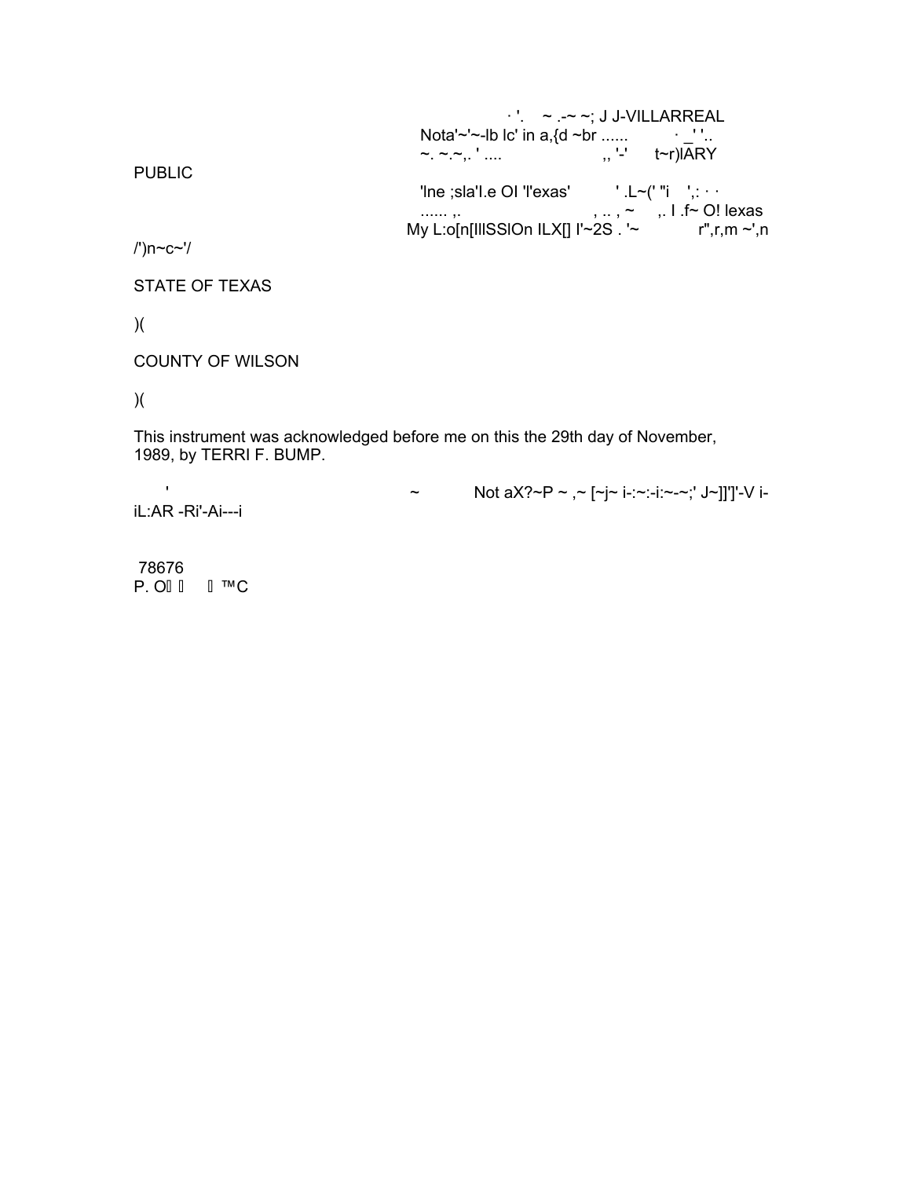· '.    ~ .-~ ~; J J-VILLARREAL
Nota'~'~-lb lc' in a,{d ~br ......          · _' '..
~. ~.~,. ' ....                    ,, '-'      t~r)lARY

PUBLIC

'lne ;sla'I.e OI 'l'exas'          ' .L~(' "i    ',: · ·
...... ,.                          , .. , ~     ,. I .f~ O! lexas
My L:o[n[IlISSlOn ILX[] I'~2S . '~             r",r,m ~',n

/')n~c~'/

STATE OF TEXAS

)(

COUNTY OF WILSON

)(

This instrument was acknowledged before me on this the 29th day of November, 1989, by TERRI F. BUMP.

'                                        ~            Not aX?~P ~ ,~ [~j~ i-:~:-i:~-~;' J~]]']'-V i-iL:AR -Ri'-Ai---i

78676
P. O